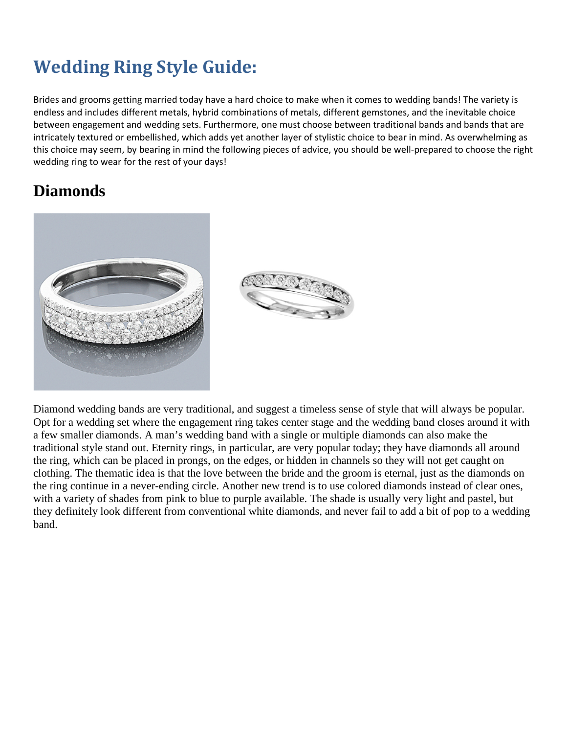# Wedding Ring Style Guide:

Brides and grooms getting married today have a hard choice to make when it comes to wedding bands! The variety is endless and includes different metals, hybrid combinations of metals, different gemstones, and the inevitable choice between engagement and wedding sets. Furthermore, one must choose between traditional bands and bands that are intricately textured or embellished, which adds yet another layer of stylistic choice to bear in mind. As overwhelming as this choice may seem, by bearing in mind the following pieces of advice, you should be well-prepared to choose the right wedding ring to wear for the rest of your days!

## Diamonds

Diamond wedding bands are very traditional, and suggest a timeless sense of style that will always be popular. Opt for a wedding set where the engagement ring takes center stage and the wedding band closes around it with a few smaller diamonds. A man's wedding band with a single or multiple diamonds can also make the traditional style stand out. Eternity rings, in particular, are very popular today; they have diamonds all around the ring, which can be placed in prongs, on the edges, or hidden in channels so they will not get caught on clothing. The thematic idea is that the love between the bride and the groom is eternal, just as the diamonds on the ring continue in a never-ending circle. Another new trend is to use colored diamonds instead of clear ones, with a variety of shades from pink to blue to purple available. The shade is usually very light and pastel, but they definitely look different from conventional white diamonds, and never fail to add a bit of pop to a wedding band.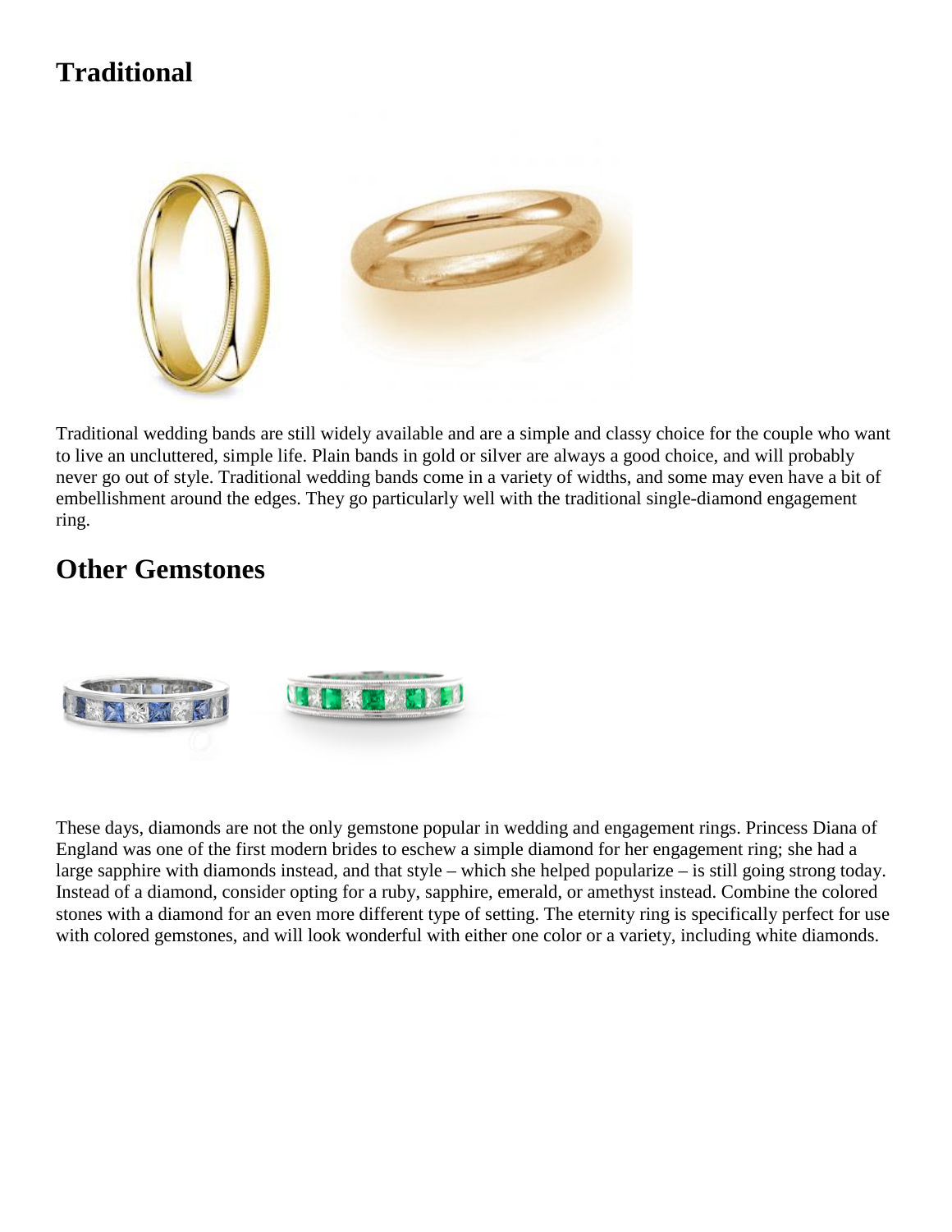## Traditional

Traditional wedding bands are still widely available and are a simple and classy choice for the couple who want to live an uncluttered, simple life. Plain bands in gold or silver are always a good choice, and will probably never go out of style. Traditional wedding bands come in a variety of widths, and some may even have a bit of embellishment around the edges. They go particularly well with the traditional single-diamond engagement ring.

## Other Gemstones

These days, diamonds are not the only gemstone popular in wedding and engagement rings. Princess Diana of England was one of the first modern brides to eschew a simple diamond for her engagement ring; she had a large sapphire with diamonds instead, and that style – which she helped popularize – is still going strong today. Instead of a diamond, consider opting for a ruby, sapphire, emerald, or amethyst instead. Combine the colored stones with a diamond for an even more different type of setting. The eternity ring is specifically perfect for use with colored gemstones, and will look wonderful with either one color or a variety, including white diamonds.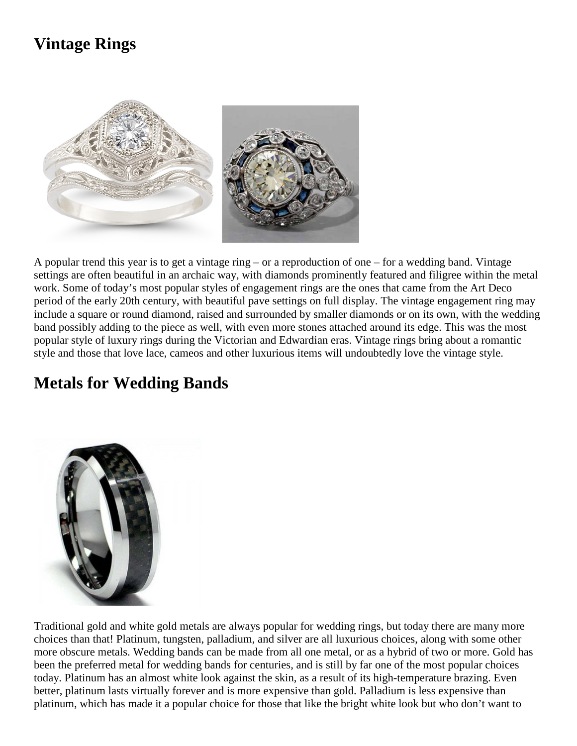## Vintage Rings

A popular trend this year is to get a vintage ring – or a reproduction of one – for a wedding band. Vintage settings are often beautiful in an archaic way, with diamonds prominently featured and filigree within the metal work. Some of today's most popular styles of engagement rings are the ones that came from the Art Deco period of the early 20th century, with beautiful pave settings on full display. The vintage engagement ring may include a square or round diamond, raised and surrounded by smaller diamonds or on its own, with the wedding band possibly adding to the piece as well, with even more stones attached around its edge. This was the most popular style of luxury rings during the Victorian and Edwardian eras. Vintage rings bring about a romantic style and those that love lace, cameos and other luxurious items will undoubtedly love the vintage style.

## Metals for Wedding Bands

Traditional gold and white gold metals are always popular for wedding rings, but today there are many more choices than that! Platinum, tungsten, palladium, and silver are all luxurious choices, along with some other more obscure metals. Wedding bands can be made from all one metal, or as a hybrid of two or more. Gold has been the preferred metal for wedding bands for centuries, and is still by far one of the most popular choices today. Platinum has an almost white look against the skin, as a result of its high-temperature brazing. Even better, platinum lasts virtually forever and is more expensive than gold. Palladium is less expensive than platinum, which has made it a popular choice for those that like the bright white look but who don't want to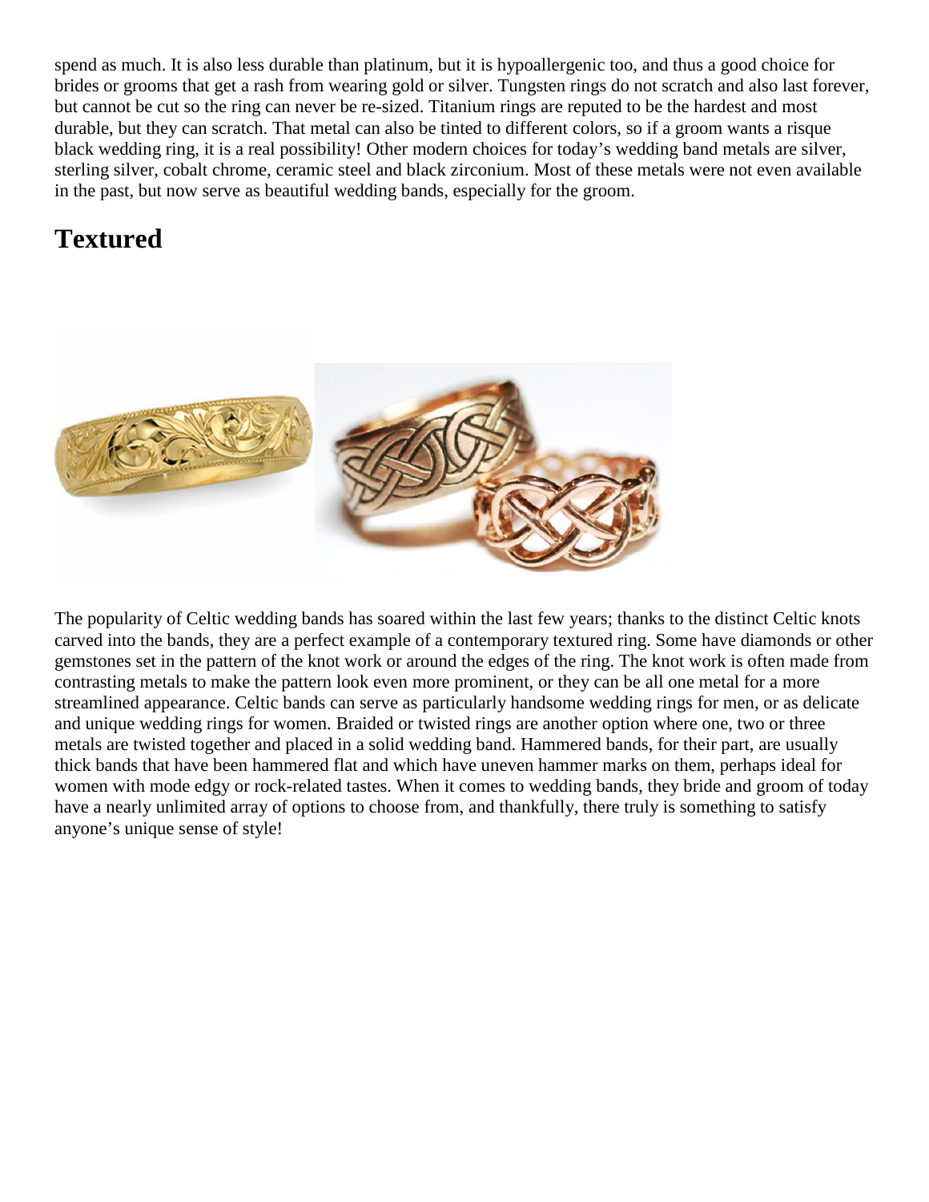spend as much. It is also less durable than platinum, but it is hypoallergenic too, and thus a good choice for brides or grooms that get a rash from wearing gold or silver. Tungsten rings do not scratch and also last forever, but cannot be cut so the ring can never be re-sized. Titanium rings are reputed to be the hardest and most durable, but they can scratch. That metal can also be tinted to different colors, so if a groom wants a risque black wedding ring, it is a real possibility! Other modern choices for today's wedding band metals are silver, sterling silver, cobalt chrome, ceramic steel and black zirconium. Most of these metals were not even available in the past, but now serve as beautiful wedding bands, especially for the groom.

## Textured

The popularity of Celtic wedding bands has soared within the last few years; thanks to the distinct Celtic knots carved into the bands, they are a perfect example of a contemporary textured ring. Some have diamonds or other gemstones set in the pattern of the knot work or around the edges of the ring. The knot work is often made from contrasting metals to make the pattern look even more prominent, or they can be all one metal for a more streamlined appearance. Celtic bands can serve as particularly handsome wedding rings for men, or as delicate and unique wedding rings for women. Braided or twisted rings are another option where one, two or three metals are twisted together and placed in a solid wedding band. Hammered bands, for their part, are usually thick bands that have been hammered flat and which have uneven hammer marks on them, perhaps ideal for women with mode edgy or rock-related tastes. When it comes to wedding bands, they bride and groom of today have a nearly unlimited array of options to choose from, and thankfully, there truly is something to satisfy anyone's unique sense of style!